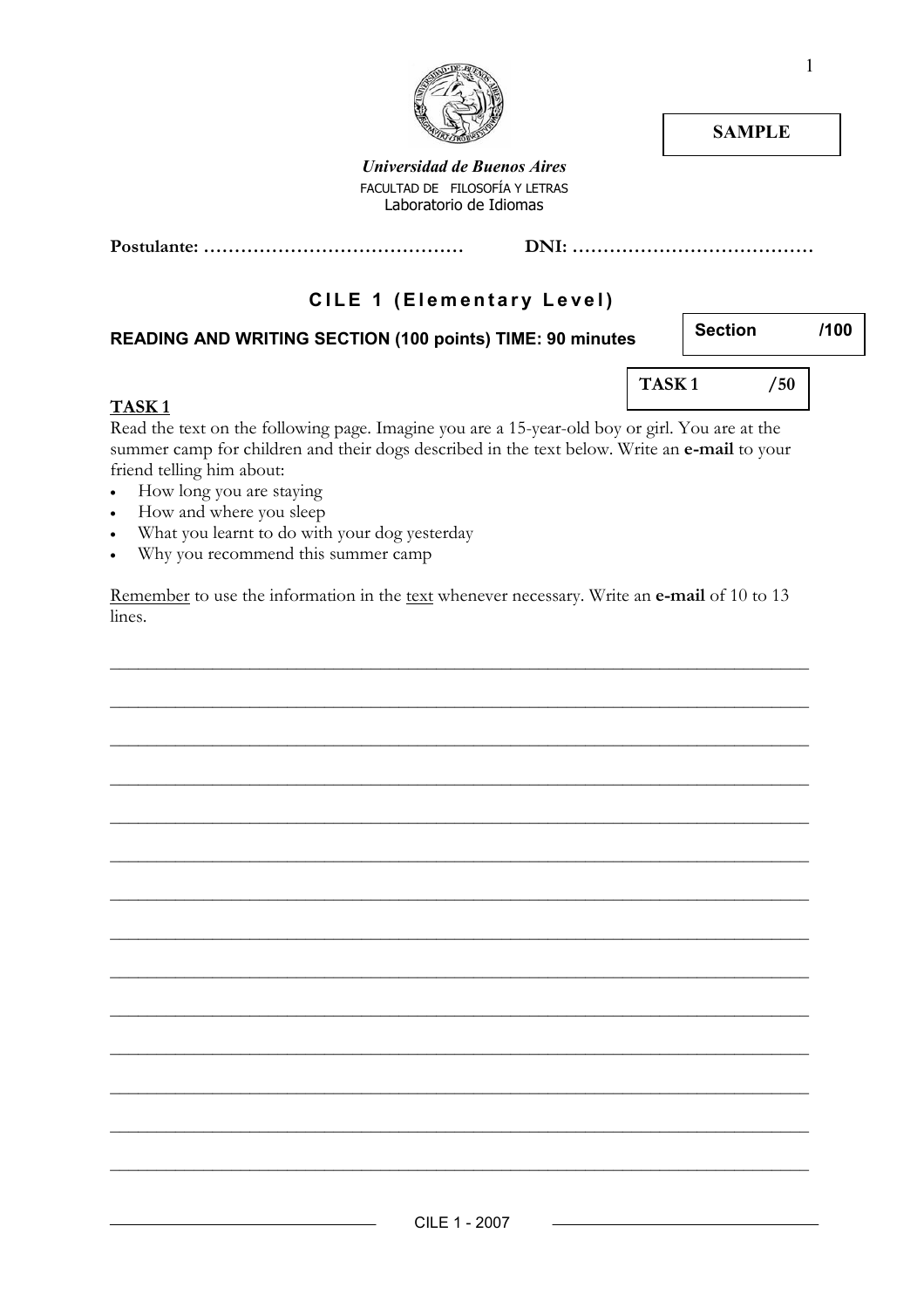**SAMPLE**

***Universidad de Buenos Aires***

FACULTAD DE FILOSOFÍA Y LETRAS

Laboratorio de Idiomas

**Postulante: ……………………………………** **DNI: …………………………………**

# CILE 1 (Elementary Level)

**READING AND WRITING SECTION (100 points) TIME: 90 minutes**

| Section | /100 |
|---|---|

| TASK 1 | /50 |
|---|---|

**TASK 1**

Read the text on the following page. Imagine you are a 15-year-old boy or girl. You are at the summer camp for children and their dogs described in the text below. Write an **e-mail** to your friend telling him about:

- How long you are staying
- How and where you sleep
- What you learnt to do with your dog yesterday
- Why you recommend this summer camp

Remember to use the information in the text whenever necessary. Write an **e-mail** of 10 to 13 lines.

______________________________________________________________________________

______________________________________________________________________________

______________________________________________________________________________

______________________________________________________________________________

______________________________________________________________________________

______________________________________________________________________________

______________________________________________________________________________

______________________________________________________________________________

______________________________________________________________________________

______________________________________________________________________________

______________________________________________________________________________

______________________________________________________________________________

______________________________________________________________________________

______________________________________________________________________________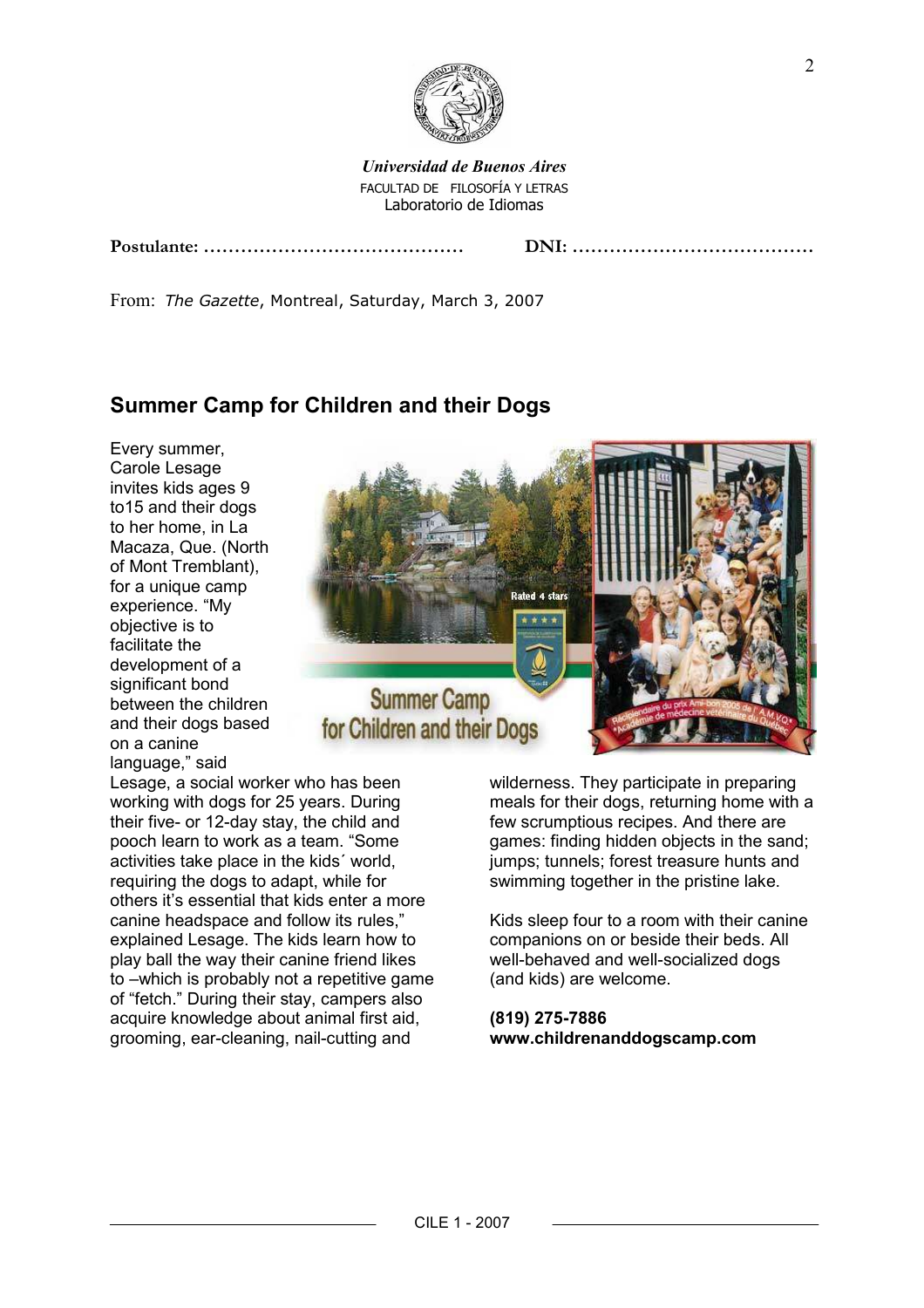*Universidad de Buenos Aires*
FACULTAD DE FILOSOFÍA Y LETRAS
Laboratorio de Idiomas

**Postulante: ……………………………………** **DNI: …………………………………**

From: *The Gazette*, Montreal, Saturday, March 3, 2007

## Summer Camp for Children and their Dogs

Every summer, Carole Lesage invites kids ages 9 to15 and their dogs to her home, in La Macaza, Que. (North of Mont Tremblant), for a unique camp experience. "My objective is to facilitate the development of a significant bond between the children and their dogs based on a canine language," said Lesage, a social worker who has been working with dogs for 25 years. During their five- or 12-day stay, the child and pooch learn to work as a team. "Some activities take place in the kids´ world, requiring the dogs to adapt, while for others it's essential that kids enter a more canine headspace and follow its rules," explained Lesage. The kids learn how to play ball the way their canine friend likes to –which is probably not a repetitive game of "fetch." During their stay, campers also acquire knowledge about animal first aid, grooming, ear-cleaning, nail-cutting and wilderness. They participate in preparing meals for their dogs, returning home with a few scrumptious recipes. And there are games: finding hidden objects in the sand; jumps; tunnels; forest treasure hunts and swimming together in the pristine lake.

Kids sleep four to a room with their canine companions on or beside their beds. All well-behaved and well-socialized dogs (and kids) are welcome.

**(819) 275-7886**
**www.childrenanddogscamp.com**

CILE 1 - 2007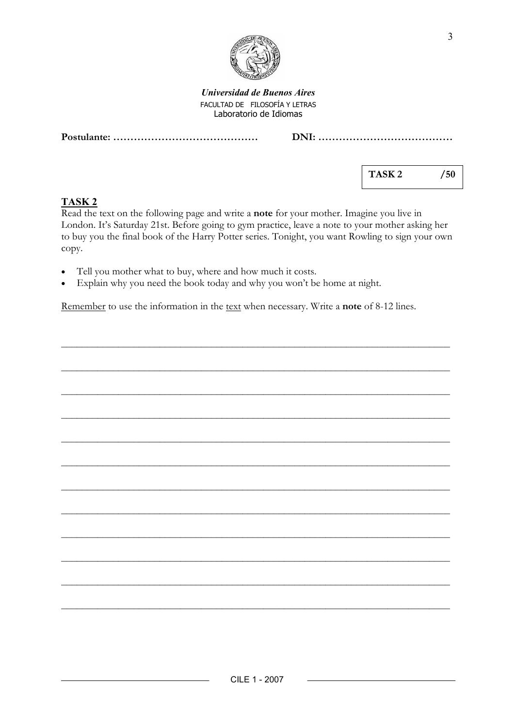*Universidad de Buenos Aires*
FACULTAD DE FILOSOFÍA Y LETRAS
Laboratorio de Idiomas

**Postulante: ……………………………………** **DNI: …………………………………**

| TASK 2 | /50 |
|---|---|

## TASK 2

Read the text on the following page and write a **note** for your mother. Imagine you live in London. It's Saturday 21st. Before going to gym practice, leave a note to your mother asking her to buy you the final book of the Harry Potter series. Tonight, you want Rowling to sign your own copy.

- Tell you mother what to buy, where and how much it costs.
- Explain why you need the book today and why you won't be home at night.

Remember to use the information in the text when necessary. Write a **note** of 8-12 lines.

______________________________________________________________________________

______________________________________________________________________________

______________________________________________________________________________

______________________________________________________________________________

______________________________________________________________________________

______________________________________________________________________________

______________________________________________________________________________

______________________________________________________________________________

______________________________________________________________________________

______________________________________________________________________________

______________________________________________________________________________

______________________________________________________________________________

CILE 1 - 2007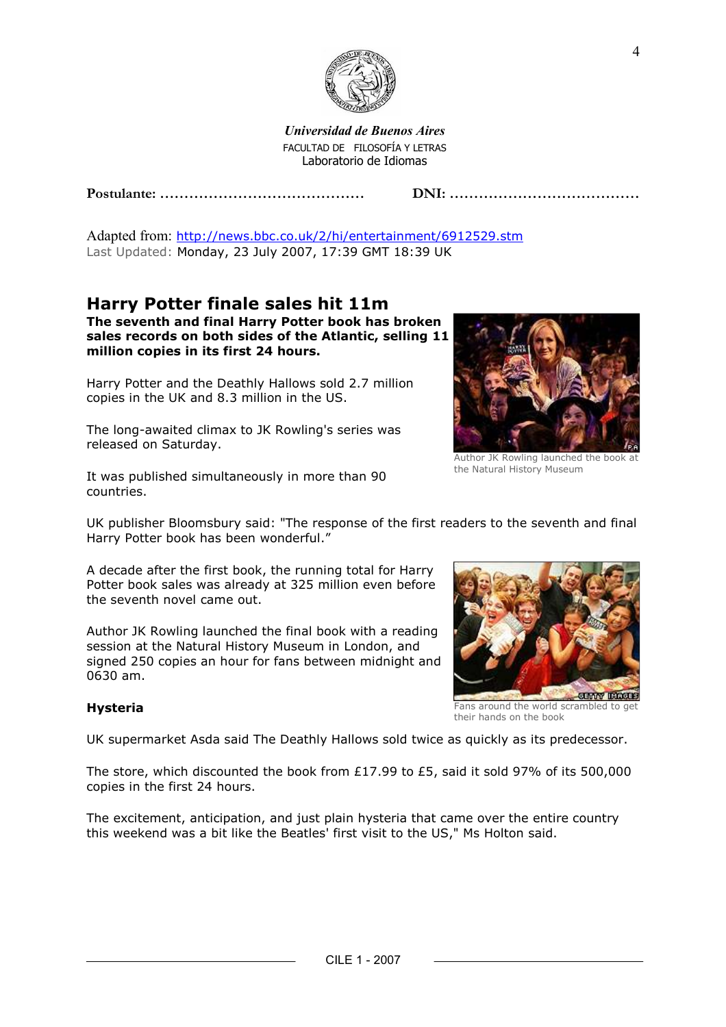*Universidad de Buenos Aires*
FACULTAD DE FILOSOFÍA Y LETRAS
Laboratorio de Idiomas

**Postulante: ………………………………………** **DNI: ……………………………………**

Adapted from: http://news.bbc.co.uk/2/hi/entertainment/6912529.stm
Last Updated: Monday, 23 July 2007, 17:39 GMT 18:39 UK

# Harry Potter finale sales hit 11m

**The seventh and final Harry Potter book has broken sales records on both sides of the Atlantic, selling 11 million copies in its first 24 hours.**

Harry Potter and the Deathly Hallows sold 2.7 million copies in the UK and 8.3 million in the US.

The long-awaited climax to JK Rowling's series was released on Saturday.

Author JK Rowling launched the book at the Natural History Museum

It was published simultaneously in more than 90 countries.

UK publisher Bloomsbury said: "The response of the first readers to the seventh and final Harry Potter book has been wonderful."

A decade after the first book, the running total for Harry Potter book sales was already at 325 million even before the seventh novel came out.

Author JK Rowling launched the final book with a reading session at the Natural History Museum in London, and signed 250 copies an hour for fans between midnight and 0630 am.

Fans around the world scrambled to get their hands on the book

## Hysteria

UK supermarket Asda said The Deathly Hallows sold twice as quickly as its predecessor.

The store, which discounted the book from £17.99 to £5, said it sold 97% of its 500,000 copies in the first 24 hours.

The excitement, anticipation, and just plain hysteria that came over the entire country this weekend was a bit like the Beatles' first visit to the US," Ms Holton said.

CILE 1 - 2007